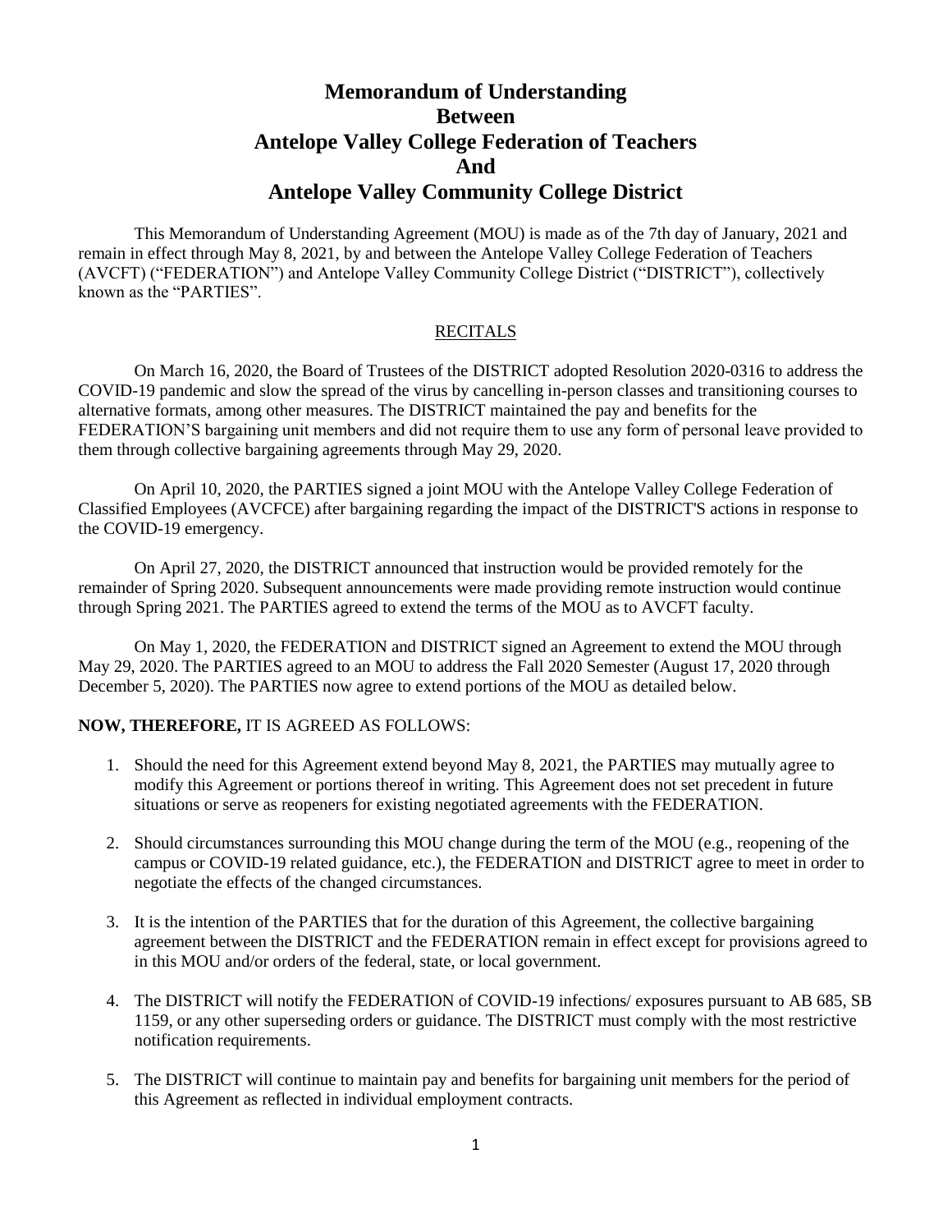# Memorandum of Understanding Between Antelope Valley College Federation of Teachers And Antelope Valley Community College District

This Memorandum of Understanding Agreement (MOU) is made as of the 7th day of January, 2021 and remain in effect through May 8, 2021, by and between the Antelope Valley College Federation of Teachers (AVCFT) ("FEDERATION") and Antelope Valley Community College District ("DISTRICT"), collectively known as the "PARTIES".

## RECITALS

On March 16, 2020, the Board of Trustees of the DISTRICT adopted Resolution 2020-0316 to address the COVID-19 pandemic and slow the spread of the virus by cancelling in-person classes and transitioning courses to alternative formats, among other measures. The DISTRICT maintained the pay and benefits for the FEDERATION'S bargaining unit members and did not require them to use any form of personal leave provided to them through collective bargaining agreements through May 29, 2020.

On April 10, 2020, the PARTIES signed a joint MOU with the Antelope Valley College Federation of Classified Employees (AVCFCE) after bargaining regarding the impact of the DISTRICT'S actions in response to the COVID-19 emergency.

On April 27, 2020, the DISTRICT announced that instruction would be provided remotely for the remainder of Spring 2020. Subsequent announcements were made providing remote instruction would continue through Spring 2021. The PARTIES agreed to extend the terms of the MOU as to AVCFT faculty.

On May 1, 2020, the FEDERATION and DISTRICT signed an Agreement to extend the MOU through May 29, 2020. The PARTIES agreed to an MOU to address the Fall 2020 Semester (August 17, 2020 through December 5, 2020). The PARTIES now agree to extend portions of the MOU as detailed below.

**NOW, THEREFORE,** IT IS AGREED AS FOLLOWS:

1. Should the need for this Agreement extend beyond May 8, 2021, the PARTIES may mutually agree to modify this Agreement or portions thereof in writing. This Agreement does not set precedent in future situations or serve as reopeners for existing negotiated agreements with the FEDERATION.
2. Should circumstances surrounding this MOU change during the term of the MOU (e.g., reopening of the campus or COVID-19 related guidance, etc.), the FEDERATION and DISTRICT agree to meet in order to negotiate the effects of the changed circumstances.
3. It is the intention of the PARTIES that for the duration of this Agreement, the collective bargaining agreement between the DISTRICT and the FEDERATION remain in effect except for provisions agreed to in this MOU and/or orders of the federal, state, or local government.
4. The DISTRICT will notify the FEDERATION of COVID-19 infections/ exposures pursuant to AB 685, SB 1159, or any other superseding orders or guidance. The DISTRICT must comply with the most restrictive notification requirements.
5. The DISTRICT will continue to maintain pay and benefits for bargaining unit members for the period of this Agreement as reflected in individual employment contracts.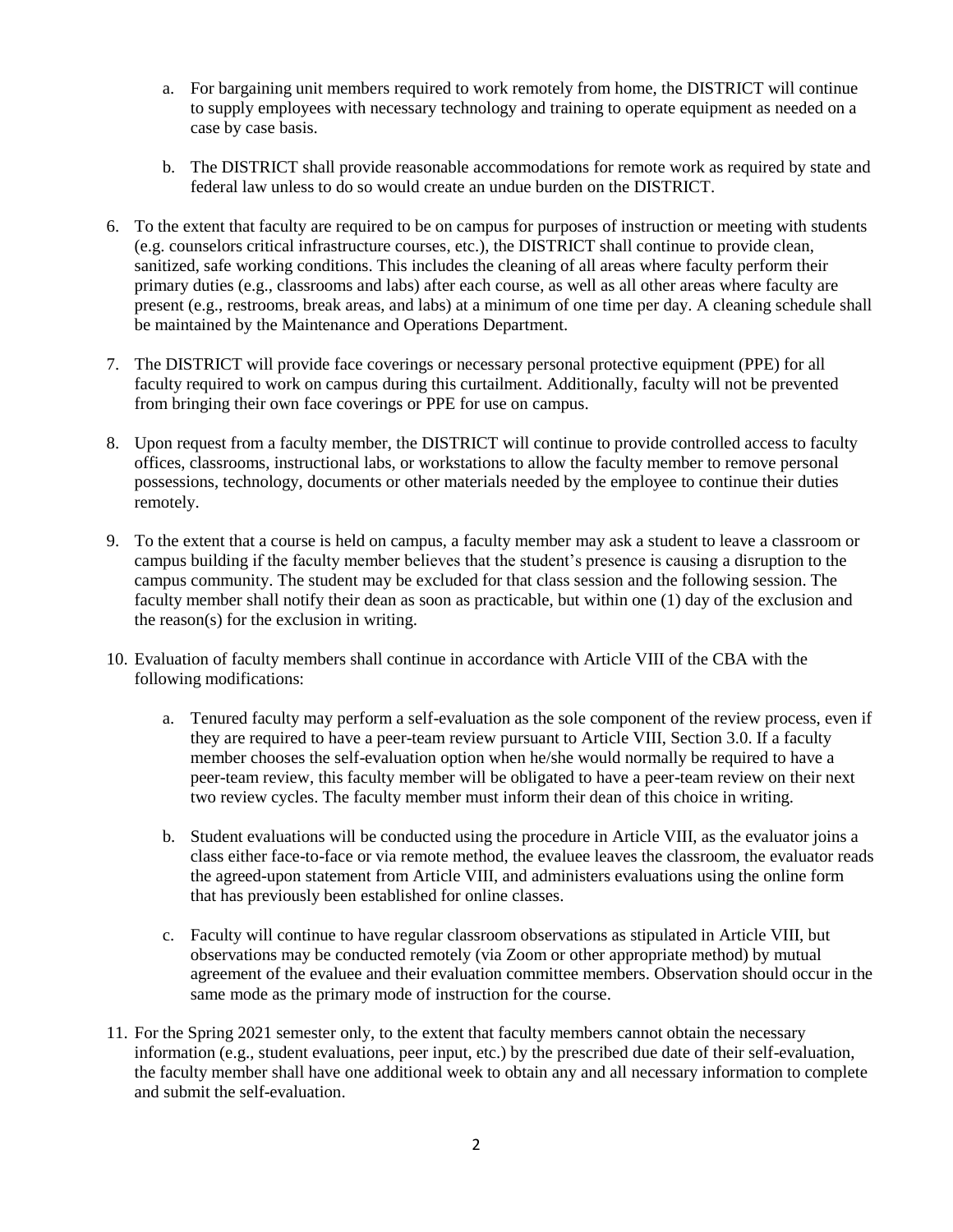a. For bargaining unit members required to work remotely from home, the DISTRICT will continue to supply employees with necessary technology and training to operate equipment as needed on a case by case basis.

   b. The DISTRICT shall provide reasonable accommodations for remote work as required by state and federal law unless to do so would create an undue burden on the DISTRICT.

6. To the extent that faculty are required to be on campus for purposes of instruction or meeting with students (e.g. counselors critical infrastructure courses, etc.), the DISTRICT shall continue to provide clean, sanitized, safe working conditions. This includes the cleaning of all areas where faculty perform their primary duties (e.g., classrooms and labs) after each course, as well as all other areas where faculty are present (e.g., restrooms, break areas, and labs) at a minimum of one time per day. A cleaning schedule shall be maintained by the Maintenance and Operations Department.

7. The DISTRICT will provide face coverings or necessary personal protective equipment (PPE) for all faculty required to work on campus during this curtailment. Additionally, faculty will not be prevented from bringing their own face coverings or PPE for use on campus.

8. Upon request from a faculty member, the DISTRICT will continue to provide controlled access to faculty offices, classrooms, instructional labs, or workstations to allow the faculty member to remove personal possessions, technology, documents or other materials needed by the employee to continue their duties remotely.

9. To the extent that a course is held on campus, a faculty member may ask a student to leave a classroom or campus building if the faculty member believes that the student's presence is causing a disruption to the campus community. The student may be excluded for that class session and the following session. The faculty member shall notify their dean as soon as practicable, but within one (1) day of the exclusion and the reason(s) for the exclusion in writing.

10. Evaluation of faculty members shall continue in accordance with Article VIII of the CBA with the following modifications:

    a. Tenured faculty may perform a self-evaluation as the sole component of the review process, even if they are required to have a peer-team review pursuant to Article VIII, Section 3.0. If a faculty member chooses the self-evaluation option when he/she would normally be required to have a peer-team review, this faculty member will be obligated to have a peer-team review on their next two review cycles. The faculty member must inform their dean of this choice in writing.

    b. Student evaluations will be conducted using the procedure in Article VIII, as the evaluator joins a class either face-to-face or via remote method, the evaluee leaves the classroom, the evaluator reads the agreed-upon statement from Article VIII, and administers evaluations using the online form that has previously been established for online classes.

    c. Faculty will continue to have regular classroom observations as stipulated in Article VIII, but observations may be conducted remotely (via Zoom or other appropriate method) by mutual agreement of the evaluee and their evaluation committee members. Observation should occur in the same mode as the primary mode of instruction for the course.

11. For the Spring 2021 semester only, to the extent that faculty members cannot obtain the necessary information (e.g., student evaluations, peer input, etc.) by the prescribed due date of their self-evaluation, the faculty member shall have one additional week to obtain any and all necessary information to complete and submit the self-evaluation.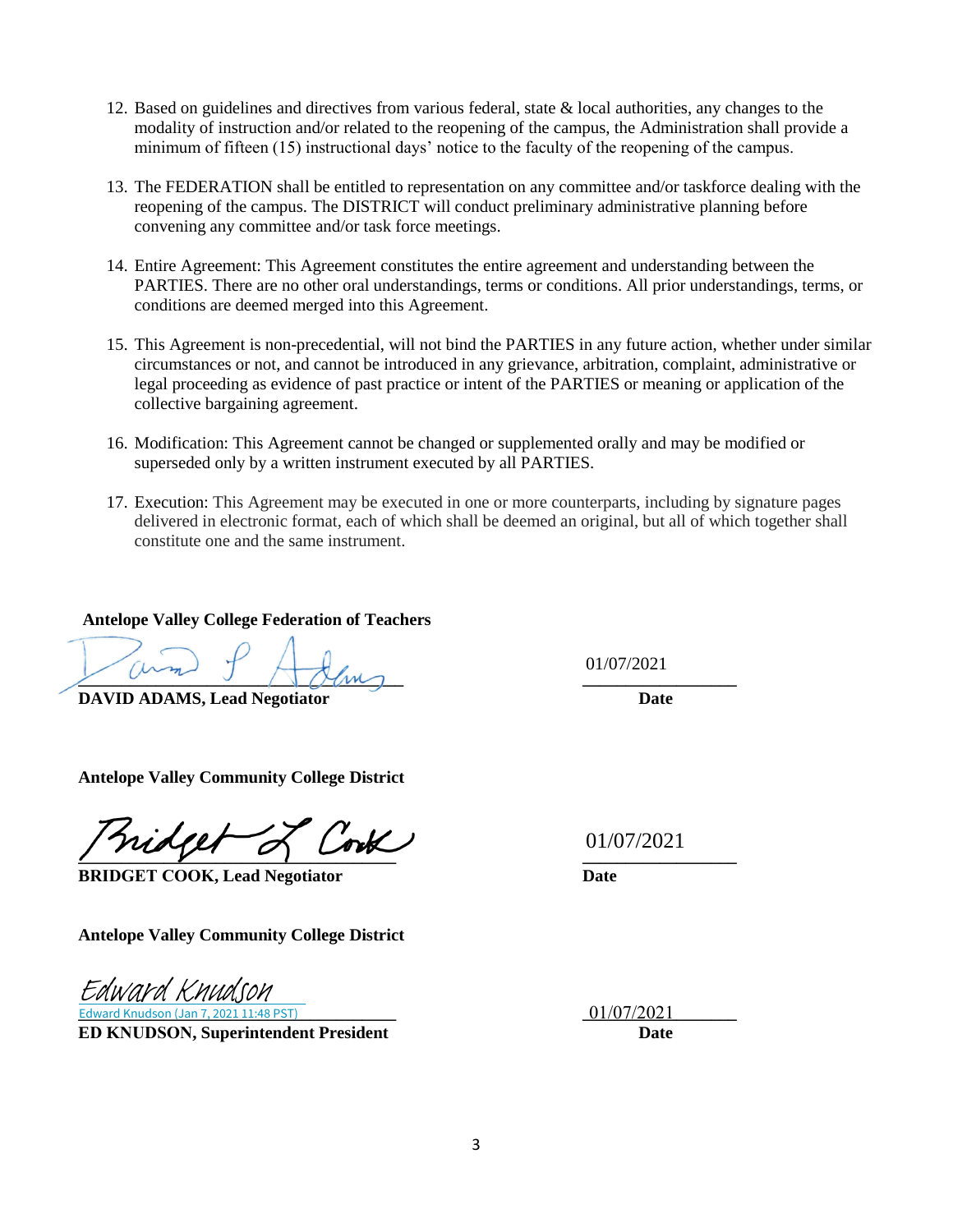12. Based on guidelines and directives from various federal, state & local authorities, any changes to the modality of instruction and/or related to the reopening of the campus, the Administration shall provide a minimum of fifteen (15) instructional days' notice to the faculty of the reopening of the campus.

13. The FEDERATION shall be entitled to representation on any committee and/or taskforce dealing with the reopening of the campus. The DISTRICT will conduct preliminary administrative planning before convening any committee and/or task force meetings.

14. Entire Agreement: This Agreement constitutes the entire agreement and understanding between the PARTIES. There are no other oral understandings, terms or conditions. All prior understandings, terms, or conditions are deemed merged into this Agreement.

15. This Agreement is non-precedential, will not bind the PARTIES in any future action, whether under similar circumstances or not, and cannot be introduced in any grievance, arbitration, complaint, administrative or legal proceeding as evidence of past practice or intent of the PARTIES or meaning or application of the collective bargaining agreement.

16. Modification: This Agreement cannot be changed or supplemented orally and may be modified or superseded only by a written instrument executed by all PARTIES.

17. Execution: This Agreement may be executed in one or more counterparts, including by signature pages delivered in electronic format, each of which shall be deemed an original, but all of which together shall constitute one and the same instrument.

**Antelope Valley College Federation of Teachers**

David P Adams ______________________ 01/07/2021 ______________

**DAVID ADAMS, Lead Negotiator** **Date**

**Antelope Valley Community College District**

Bridget L Cook ______________________ 01/07/2021 ______________

**BRIDGET COOK, Lead Negotiator** **Date**

**Antelope Valley Community College District**

Edward Knudson
Edward Knudson (Jan 7, 2021 11:48 PST) ______________________ 01/07/2021 ______________

**ED KNUDSON, Superintendent President** **Date**